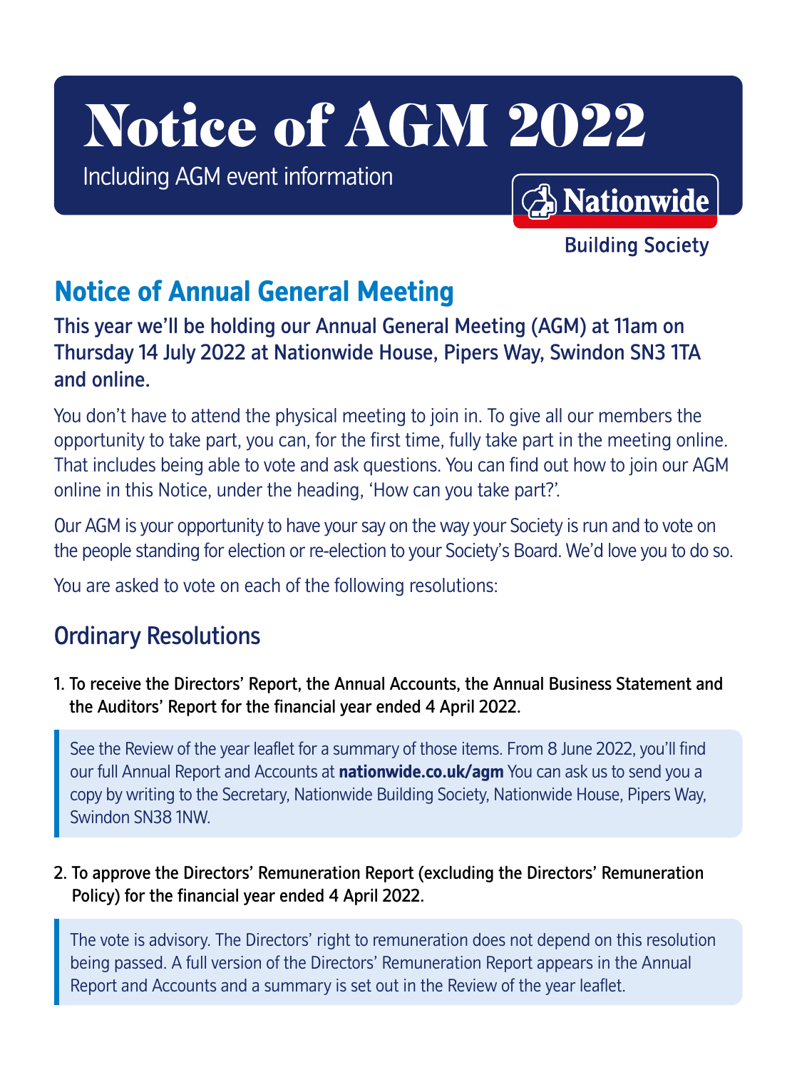# Notice of AGM 2022

Including AGM event information

Nationwide Building Society

## Notice of Annual General Meeting

**This year we'll be holding our Annual General Meeting (AGM) at 11am on Thursday 14 July 2022 at Nationwide House, Pipers Way, Swindon SN3 1TA and online.**

You don't have to attend the physical meeting to join in. To give all our members the opportunity to take part, you can, for the first time, fully take part in the meeting online. That includes being able to vote and ask questions. You can find out how to join our AGM online in this Notice, under the heading, 'How can you take part?'.

Our AGM is your opportunity to have your say on the way your Society is run and to vote on the people standing for election or re-election to your Society's Board. We'd love you to do so.

You are asked to vote on each of the following resolutions:

## Ordinary Resolutions

1. To receive the Directors' Report, the Annual Accounts, the Annual Business Statement and the Auditors' Report for the financial year ended 4 April 2022.

> See the Review of the year leaflet for a summary of those items. From 8 June 2022, you'll find our full Annual Report and Accounts at **nationwide.co.uk/agm** You can ask us to send you a copy by writing to the Secretary, Nationwide Building Society, Nationwide House, Pipers Way, Swindon SN38 1NW.

2. To approve the Directors' Remuneration Report (excluding the Directors' Remuneration Policy) for the financial year ended 4 April 2022.

> The vote is advisory. The Directors' right to remuneration does not depend on this resolution being passed. A full version of the Directors' Remuneration Report appears in the Annual Report and Accounts and a summary is set out in the Review of the year leaflet.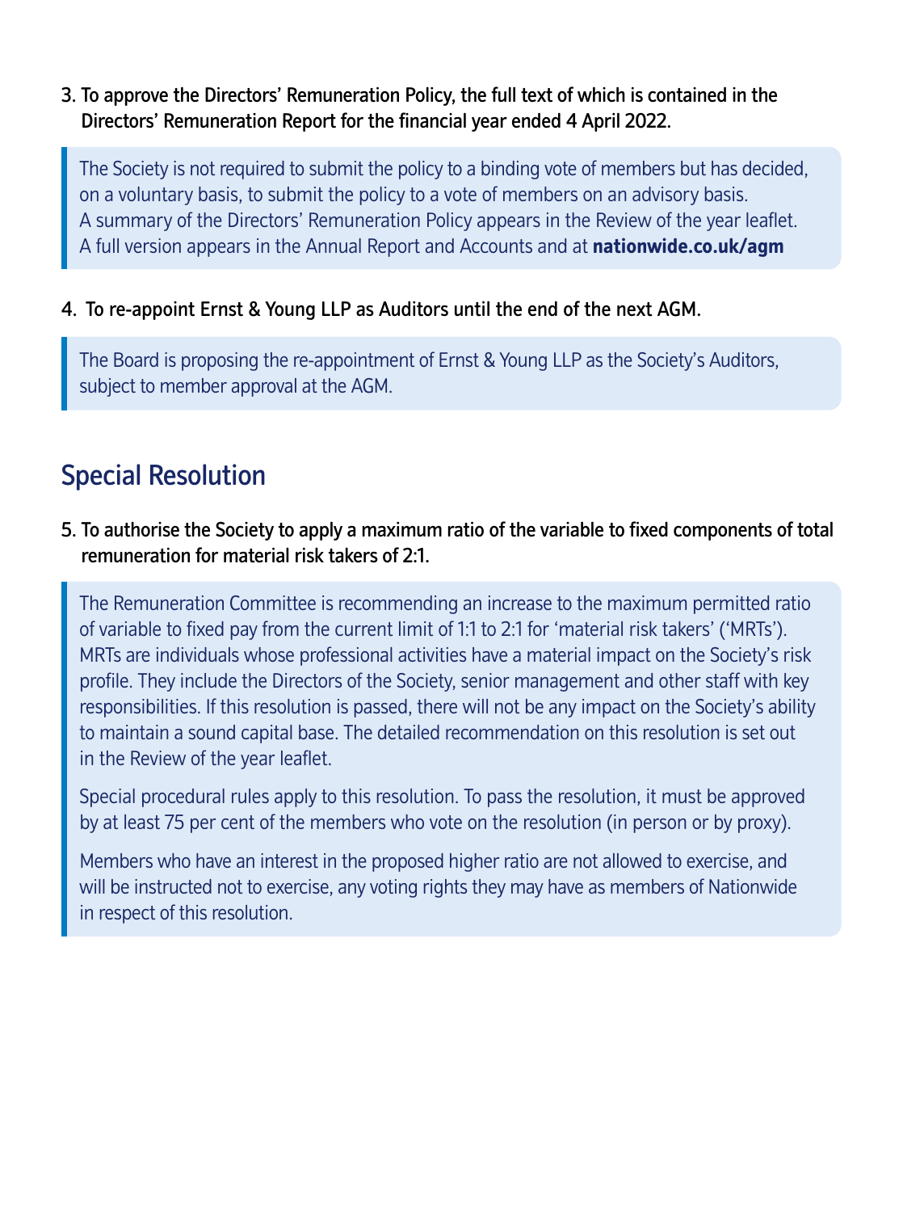3. **To approve the Directors' Remuneration Policy, the full text of which is contained in the Directors' Remuneration Report for the financial year ended 4 April 2022.**

> The Society is not required to submit the policy to a binding vote of members but has decided, on a voluntary basis, to submit the policy to a vote of members on an advisory basis. A summary of the Directors' Remuneration Policy appears in the Review of the year leaflet. A full version appears in the Annual Report and Accounts and at **nationwide.co.uk/agm**

4. **To re-appoint Ernst & Young LLP as Auditors until the end of the next AGM.**

> The Board is proposing the re-appointment of Ernst & Young LLP as the Society's Auditors, subject to member approval at the AGM.

## Special Resolution

5. **To authorise the Society to apply a maximum ratio of the variable to fixed components of total remuneration for material risk takers of 2:1.**

> The Remuneration Committee is recommending an increase to the maximum permitted ratio of variable to fixed pay from the current limit of 1:1 to 2:1 for 'material risk takers' ('MRTs'). MRTs are individuals whose professional activities have a material impact on the Society's risk profile. They include the Directors of the Society, senior management and other staff with key responsibilities. If this resolution is passed, there will not be any impact on the Society's ability to maintain a sound capital base. The detailed recommendation on this resolution is set out in the Review of the year leaflet.
>
> Special procedural rules apply to this resolution. To pass the resolution, it must be approved by at least 75 per cent of the members who vote on the resolution (in person or by proxy).
>
> Members who have an interest in the proposed higher ratio are not allowed to exercise, and will be instructed not to exercise, any voting rights they may have as members of Nationwide in respect of this resolution.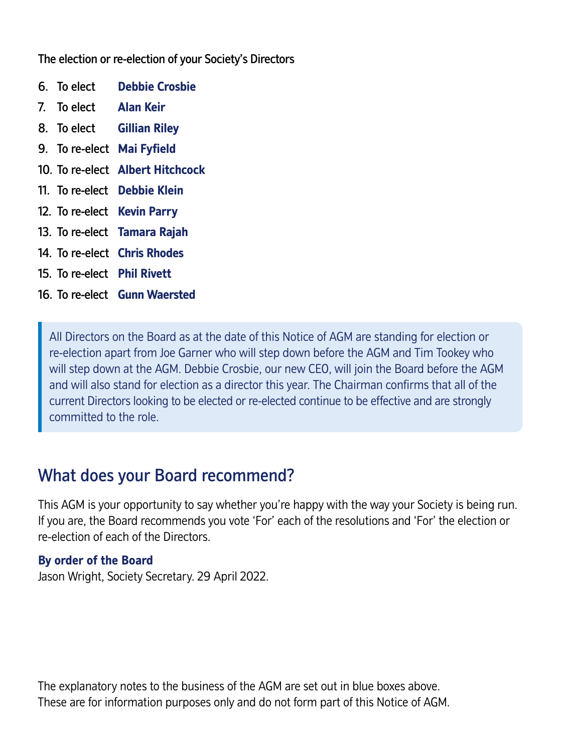The election or re-election of your Society's Directors

6. To elect **Debbie Crosbie**
7. To elect **Alan Keir**
8. To elect **Gillian Riley**
9. To re-elect **Mai Fyfield**
10. To re-elect **Albert Hitchcock**
11. To re-elect **Debbie Klein**
12. To re-elect **Kevin Parry**
13. To re-elect **Tamara Rajah**
14. To re-elect **Chris Rhodes**
15. To re-elect **Phil Rivett**
16. To re-elect **Gunn Waersted**

> All Directors on the Board as at the date of this Notice of AGM are standing for election or re-election apart from Joe Garner who will step down before the AGM and Tim Tookey who will step down at the AGM. Debbie Crosbie, our new CEO, will join the Board before the AGM and will also stand for election as a director this year. The Chairman confirms that all of the current Directors looking to be elected or re-elected continue to be effective and are strongly committed to the role.

## What does your Board recommend?

This AGM is your opportunity to say whether you're happy with the way your Society is being run. If you are, the Board recommends you vote 'For' each of the resolutions and 'For' the election or re-election of each of the Directors.

**By order of the Board**
Jason Wright, Society Secretary. 29 April 2022.

The explanatory notes to the business of the AGM are set out in blue boxes above.
These are for information purposes only and do not form part of this Notice of AGM.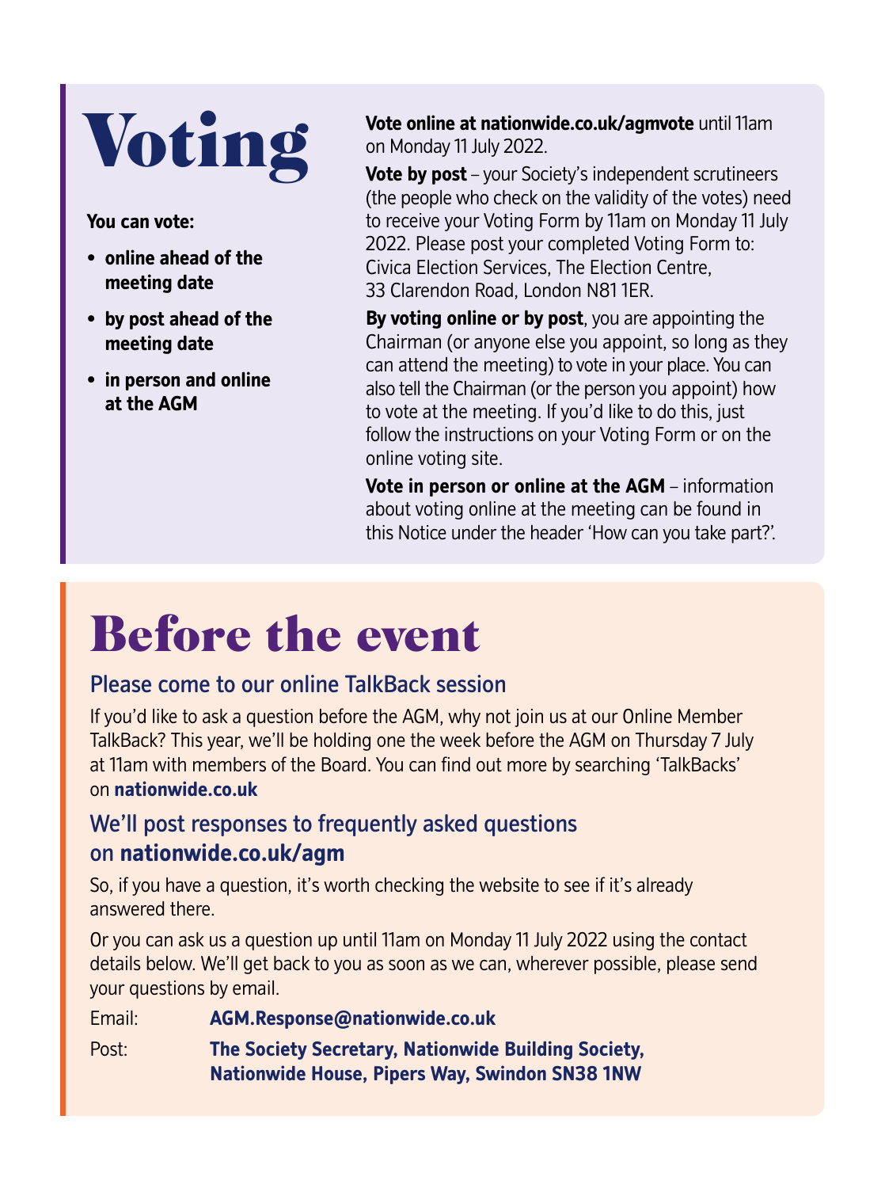# Voting

**You can vote:**

- **online ahead of the meeting date**
- **by post ahead of the meeting date**
- **in person and online at the AGM**

**Vote online at nationwide.co.uk/agmvote** until 11am on Monday 11 July 2022.

**Vote by post** – your Society's independent scrutineers (the people who check on the validity of the votes) need to receive your Voting Form by 11am on Monday 11 July 2022. Please post your completed Voting Form to: Civica Election Services, The Election Centre, 33 Clarendon Road, London N81 1ER.

**By voting online or by post**, you are appointing the Chairman (or anyone else you appoint, so long as they can attend the meeting) to vote in your place. You can also tell the Chairman (or the person you appoint) how to vote at the meeting. If you'd like to do this, just follow the instructions on your Voting Form or on the online voting site.

**Vote in person or online at the AGM** – information about voting online at the meeting can be found in this Notice under the header 'How can you take part?'.

# Before the event

## Please come to our online TalkBack session

If you'd like to ask a question before the AGM, why not join us at our Online Member TalkBack? This year, we'll be holding one the week before the AGM on Thursday 7 July at 11am with members of the Board. You can find out more by searching 'TalkBacks' on **nationwide.co.uk**

## We'll post responses to frequently asked questions on **nationwide.co.uk/agm**

So, if you have a question, it's worth checking the website to see if it's already answered there.

Or you can ask us a question up until 11am on Monday 11 July 2022 using the contact details below. We'll get back to you as soon as we can, wherever possible, please send your questions by email.

Email: **AGM.Response@nationwide.co.uk**

Post: **The Society Secretary, Nationwide Building Society, Nationwide House, Pipers Way, Swindon SN38 1NW**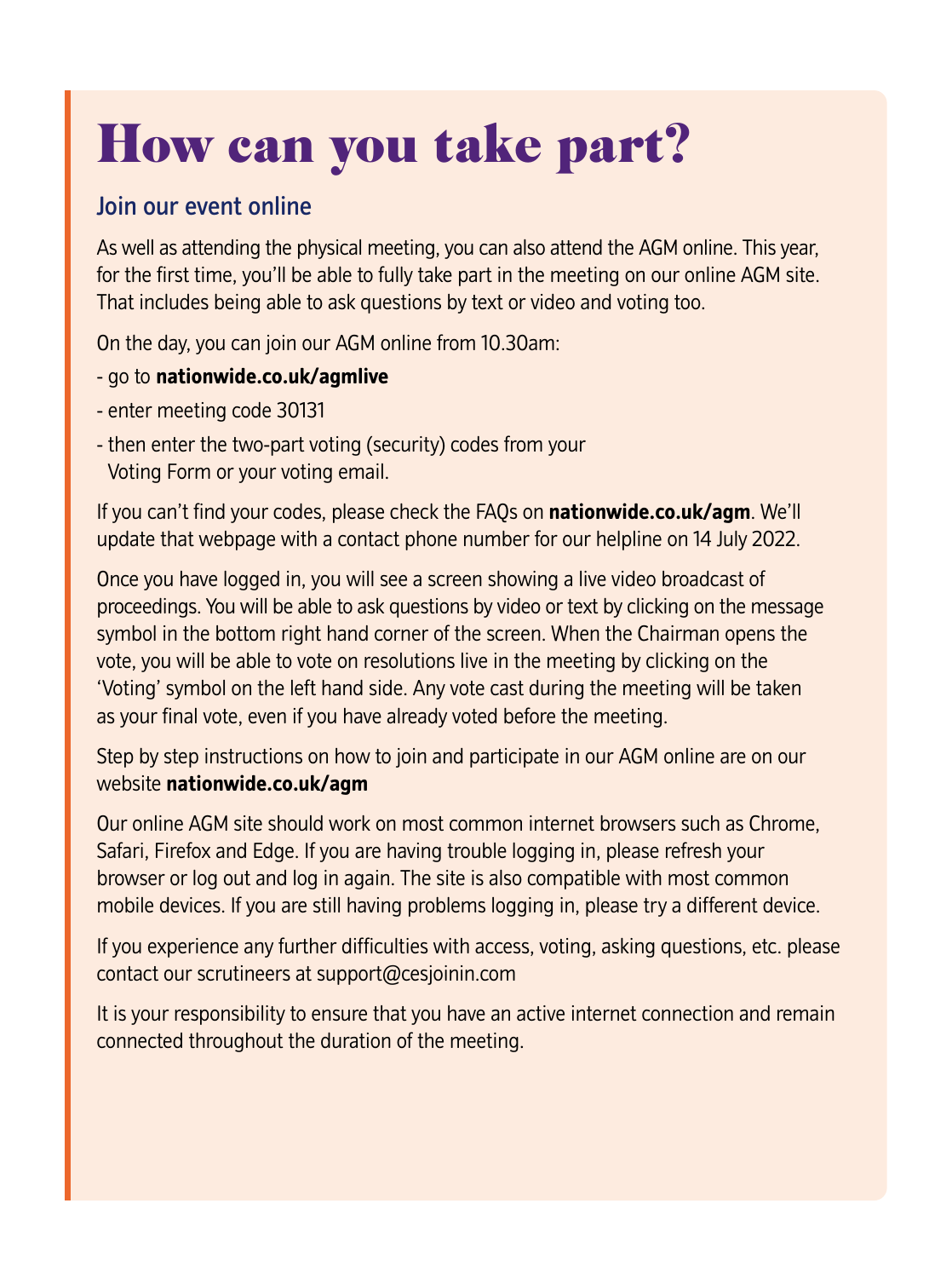# How can you take part?

## Join our event online

As well as attending the physical meeting, you can also attend the AGM online. This year, for the first time, you'll be able to fully take part in the meeting on our online AGM site. That includes being able to ask questions by text or video and voting too.

On the day, you can join our AGM online from 10.30am:

- go to **nationwide.co.uk/agmlive**
- enter meeting code 30131
- then enter the two-part voting (security) codes from your Voting Form or your voting email.

If you can't find your codes, please check the FAQs on **nationwide.co.uk/agm**. We'll update that webpage with a contact phone number for our helpline on 14 July 2022.

Once you have logged in, you will see a screen showing a live video broadcast of proceedings. You will be able to ask questions by video or text by clicking on the message symbol in the bottom right hand corner of the screen. When the Chairman opens the vote, you will be able to vote on resolutions live in the meeting by clicking on the 'Voting' symbol on the left hand side. Any vote cast during the meeting will be taken as your final vote, even if you have already voted before the meeting.

Step by step instructions on how to join and participate in our AGM online are on our website **nationwide.co.uk/agm**

Our online AGM site should work on most common internet browsers such as Chrome, Safari, Firefox and Edge. If you are having trouble logging in, please refresh your browser or log out and log in again. The site is also compatible with most common mobile devices. If you are still having problems logging in, please try a different device.

If you experience any further difficulties with access, voting, asking questions, etc. please contact our scrutineers at support@cesjoinin.com

It is your responsibility to ensure that you have an active internet connection and remain connected throughout the duration of the meeting.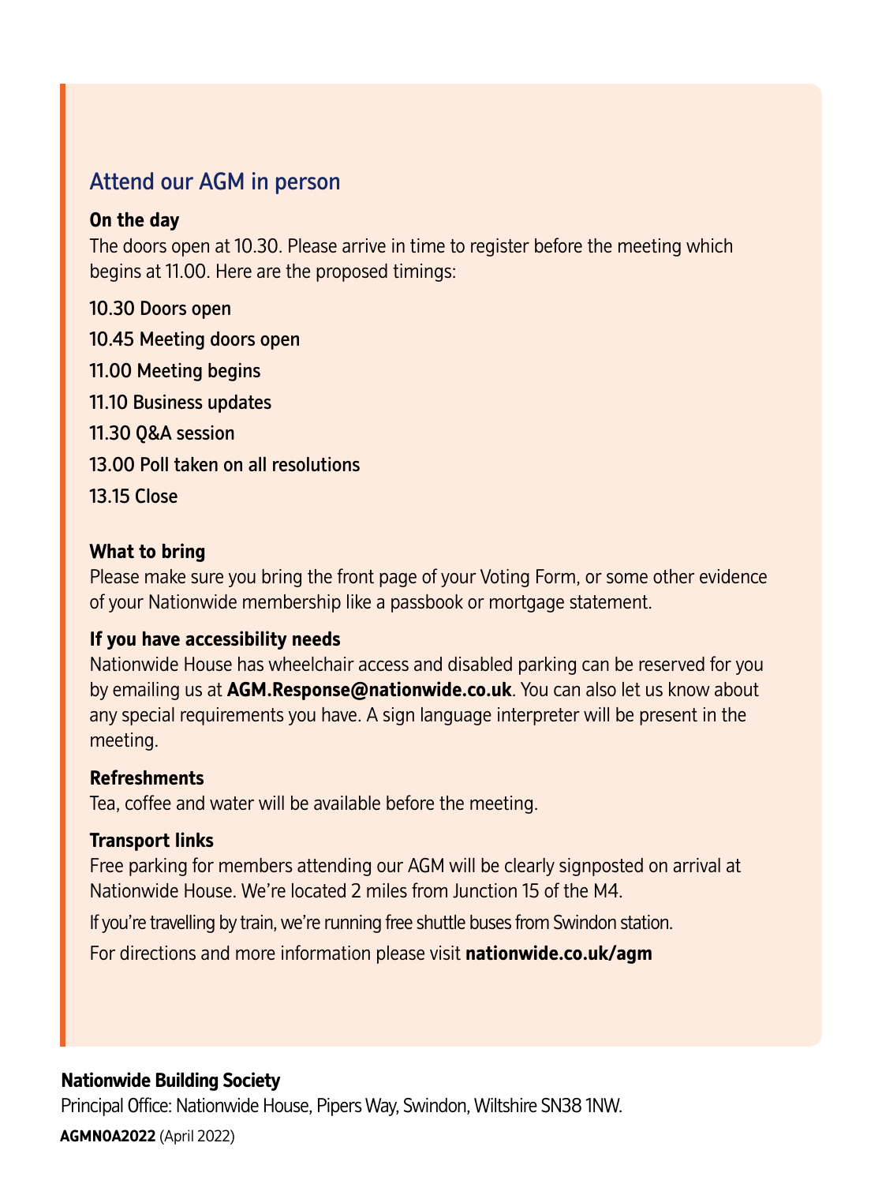## Attend our AGM in person

**On the day**

The doors open at 10.30. Please arrive in time to register before the meeting which begins at 11.00. Here are the proposed timings:

10.30 Doors open

10.45 Meeting doors open

11.00 Meeting begins

11.10 Business updates

11.30 Q&A session

13.00 Poll taken on all resolutions

13.15 Close

**What to bring**

Please make sure you bring the front page of your Voting Form, or some other evidence of your Nationwide membership like a passbook or mortgage statement.

**If you have accessibility needs**

Nationwide House has wheelchair access and disabled parking can be reserved for you by emailing us at **AGM.Response@nationwide.co.uk**. You can also let us know about any special requirements you have. A sign language interpreter will be present in the meeting.

**Refreshments**

Tea, coffee and water will be available before the meeting.

**Transport links**

Free parking for members attending our AGM will be clearly signposted on arrival at Nationwide House. We're located 2 miles from Junction 15 of the M4.

If you're travelling by train, we're running free shuttle buses from Swindon station.

For directions and more information please visit **nationwide.co.uk/agm**

**Nationwide Building Society**

Principal Office: Nationwide House, Pipers Way, Swindon, Wiltshire SN38 1NW.

**AGMNOA2022** (April 2022)